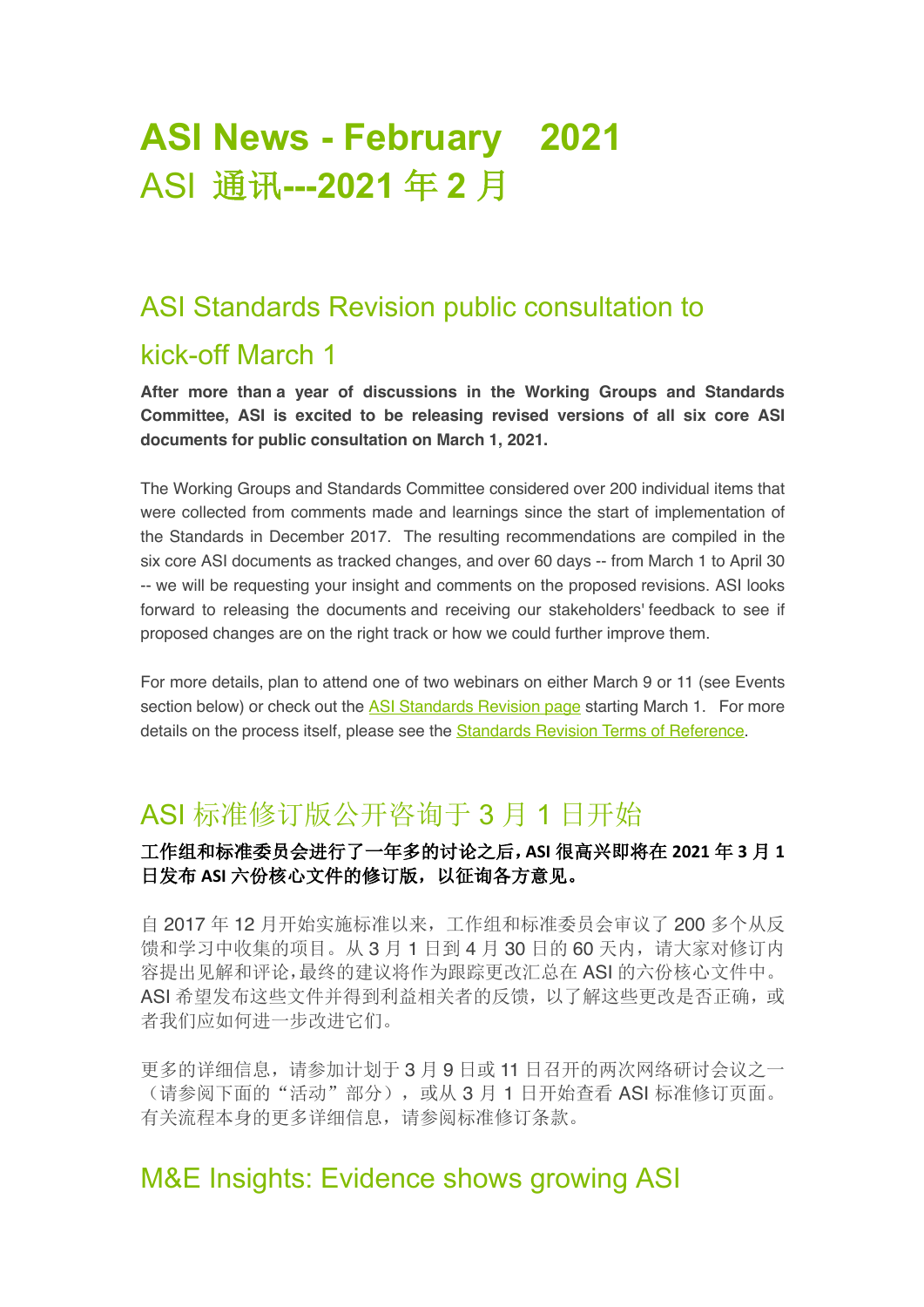# ASI News - February 2021
# ASI 通讯---2021 年 2 月

## ASI Standards Revision public consultation to kick-off March 1

**After more than a year of discussions in the Working Groups and Standards Committee, ASI is excited to be releasing revised versions of all six core ASI documents for public consultation on March 1, 2021.**

The Working Groups and Standards Committee considered over 200 individual items that were collected from comments made and learnings since the start of implementation of the Standards in December 2017. The resulting recommendations are compiled in the six core ASI documents as tracked changes, and over 60 days -- from March 1 to April 30 -- we will be requesting your insight and comments on the proposed revisions. ASI looks forward to releasing the documents and receiving our stakeholders' feedback to see if proposed changes are on the right track or how we could further improve them.

For more details, plan to attend one of two webinars on either March 9 or 11 (see Events section below) or check out the ASI Standards Revision page starting March 1. For more details on the process itself, please see the Standards Revision Terms of Reference.

## ASI 标准修订版公开咨询于 3 月 1 日开始

**工作组和标准委员会进行了一年多的讨论之后，ASI 很高兴即将在 2021 年 3 月 1 日发布 ASI 六份核心文件的修订版，以征询各方意见。**

自 2017 年 12 月开始实施标准以来，工作组和标准委员会审议了 200 多个从反馈和学习中收集的项目。从 3 月 1 日到 4 月 30 日的 60 天内，请大家对修订内容提出见解和评论，最终的建议将作为跟踪更改汇总在 ASI 的六份核心文件中。ASI 希望发布这些文件并得到利益相关者的反馈，以了解这些更改是否正确，或者我们应如何进一步改进它们。

更多的详细信息，请参加计划于 3 月 9 日或 11 日召开的两次网络研讨会议之一（请参阅下面的“活动”部分），或从 3 月 1 日开始查看 ASI 标准修订页面。有关流程本身的更多详细信息，请参阅标准修订条款。

## M&E Insights: Evidence shows growing ASI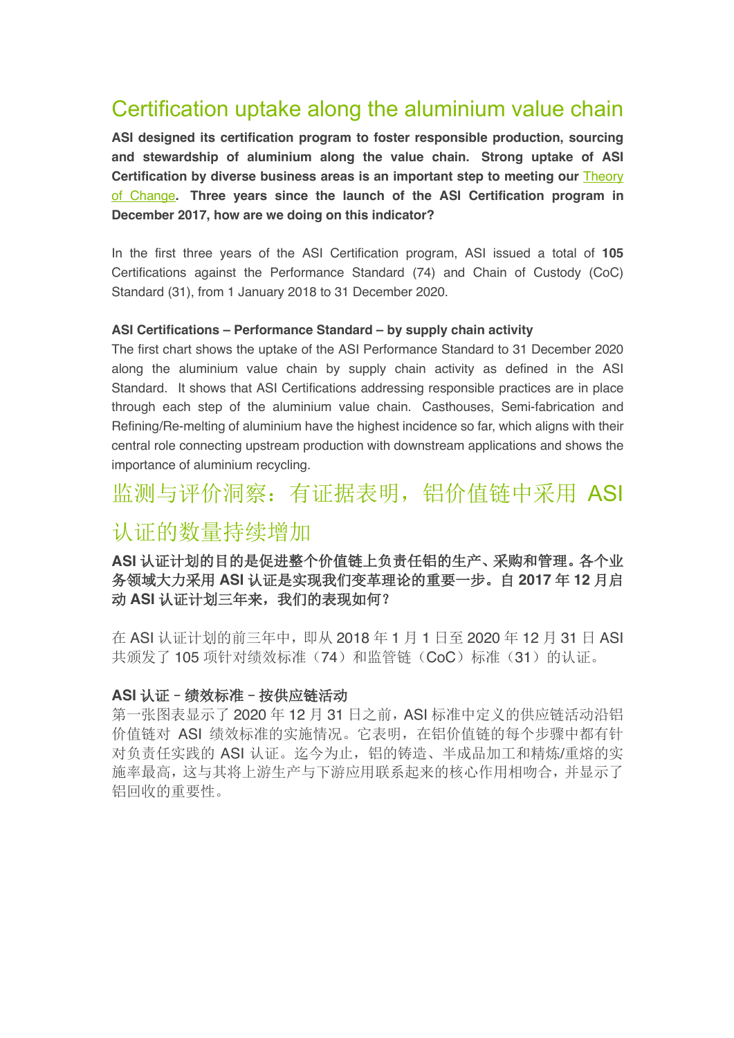## Certification uptake along the aluminium value chain

**ASI designed its certification program to foster responsible production, sourcing and stewardship of aluminium along the value chain. Strong uptake of ASI Certification by diverse business areas is an important step to meeting our Theory of Change. Three years since the launch of the ASI Certification program in December 2017, how are we doing on this indicator?**

In the first three years of the ASI Certification program, ASI issued a total of **105** Certifications against the Performance Standard (74) and Chain of Custody (CoC) Standard (31), from 1 January 2018 to 31 December 2020.

**ASI Certifications – Performance Standard – by supply chain activity**

The first chart shows the uptake of the ASI Performance Standard to 31 December 2020 along the aluminium value chain by supply chain activity as defined in the ASI Standard. It shows that ASI Certifications addressing responsible practices are in place through each step of the aluminium value chain. Casthouses, Semi-fabrication and Refining/Re-melting of aluminium have the highest incidence so far, which aligns with their central role connecting upstream production with downstream applications and shows the importance of aluminium recycling.

## 监测与评价洞察：有证据表明，铝价值链中采用 ASI 认证的数量持续增加

**ASI 认证计划的目的是促进整个价值链上负责任铝的生产、采购和管理。各个业务领域大力采用 ASI 认证是实现我们变革理论的重要一步。自 2017 年 12 月启动 ASI 认证计划三年来，我们的表现如何？**

在 ASI 认证计划的前三年中，即从 2018 年 1 月 1 日至 2020 年 12 月 31 日 ASI 共颁发了 105 项针对绩效标准（74）和监管链（CoC）标准（31）的认证。

**ASI 认证 – 绩效标准 – 按供应链活动**

第一张图表显示了 2020 年 12 月 31 日之前，ASI 标准中定义的供应链活动沿铝价值链对 ASI 绩效标准的实施情况。它表明，在铝价值链的每个步骤中都有针对负责任实践的 ASI 认证。迄今为止，铝的铸造、半成品加工和精炼/重熔的实施率最高，这与其将上游生产与下游应用联系起来的核心作用相吻合，并显示了铝回收的重要性。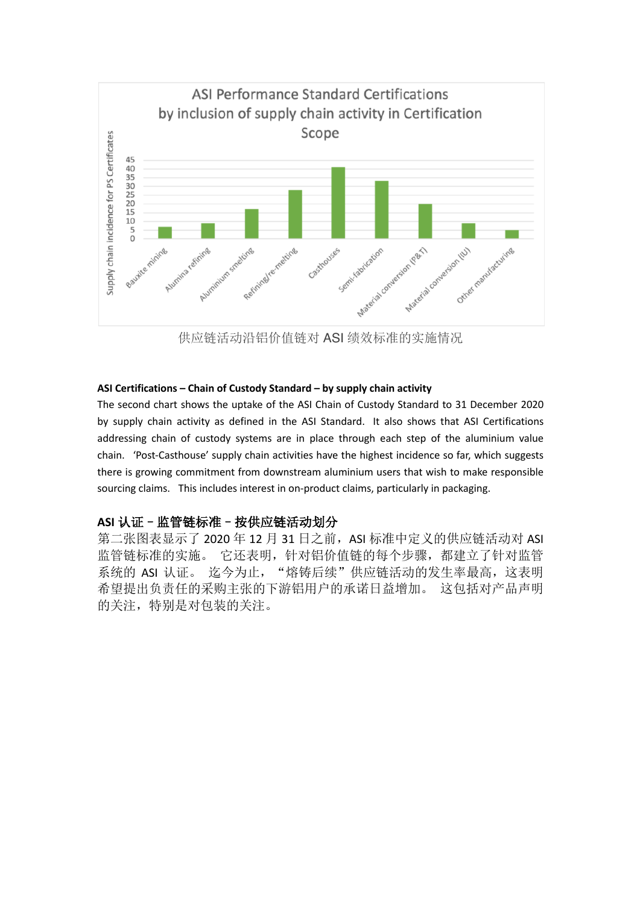ASI Performance Standard Certifications by inclusion of supply chain activity in Certification Scope

供应链活动沿铝价值链对 ASI 绩效标准的实施情况

**ASI Certifications – Chain of Custody Standard – by supply chain activity**

The second chart shows the uptake of the ASI Chain of Custody Standard to 31 December 2020 by supply chain activity as defined in the ASI Standard. It also shows that ASI Certifications addressing chain of custody systems are in place through each step of the aluminium value chain. 'Post-Casthouse' supply chain activities have the highest incidence so far, which suggests there is growing commitment from downstream aluminium users that wish to make responsible sourcing claims. This includes interest in on-product claims, particularly in packaging.

**ASI 认证 – 监管链标准 – 按供应链活动划分**

第二张图表显示了 2020 年 12 月 31 日之前，ASI 标准中定义的供应链活动对 ASI 监管链标准的实施。 它还表明，针对铝价值链的每个步骤，都建立了针对监管系统的 ASI 认证。 迄今为止，"熔铸后续"供应链活动的发生率最高，这表明希望提出负责任的采购主张的下游铝用户的承诺日益增加。 这包括对产品声明的关注，特别是对包装的关注。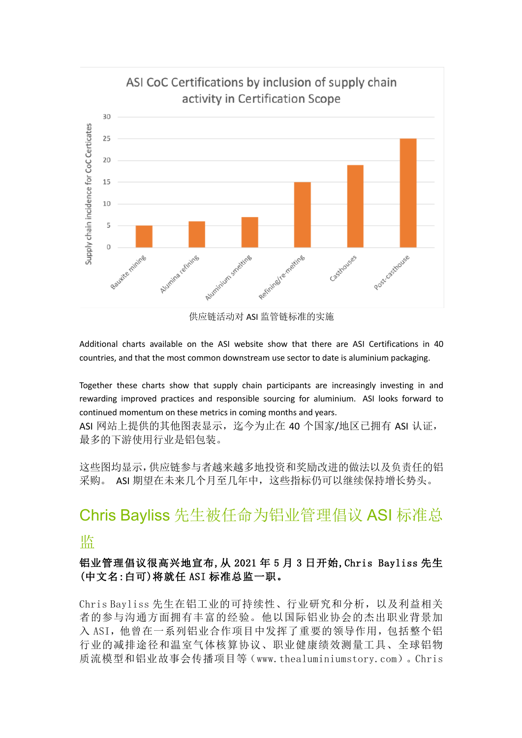ASI CoC Certifications by inclusion of supply chain activity in Certification Scope

| Supply chain activity | Supply chain incidence for CoC Certicates |
| --- | --- |
| Bauxite mining | 5 |
| Alumina refining | 6 |
| Aluminium smelting | 7 |
| Refining/re-melting | 15 |
| Casthouses | 19 |
| Post-casthouse | 25 |

供应链活动对 ASI 监管链标准的实施

Additional charts available on the ASI website show that there are ASI Certifications in 40 countries, and that the most common downstream use sector to date is aluminium packaging.

Together these charts show that supply chain participants are increasingly investing in and rewarding improved practices and responsible sourcing for aluminium. ASI looks forward to continued momentum on these metrics in coming months and years.

ASI 网站上提供的其他图表显示，迄今为止在 40 个国家/地区已拥有 ASI 认证，最多的下游使用行业是铝包装。

这些图均显示，供应链参与者越来越多地投资和奖励改进的做法以及负责任的铝采购。 ASI 期望在未来几个月至几年中，这些指标仍可以继续保持增长势头。

## Chris Bayliss 先生被任命为铝业管理倡议 ASI 标准总监

**铝业管理倡议很高兴地宣布，从 2021 年 5 月 3 日开始，Chris Bayliss 先生（中文名：白可）将就任 ASI 标准总监一职。**

Chris Bayliss 先生在铝工业的可持续性、行业研究和分析，以及利益相关者的参与沟通方面拥有丰富的经验。他以国际铝业协会的杰出职业背景加入 ASI，他曾在一系列铝业合作项目中发挥了重要的领导作用，包括整个铝行业的减排途径和温室气体核算协议、职业健康绩效测量工具、全球铝物质流模型和铝业故事会传播项目等（www.thealuminiumstory.com）。Chris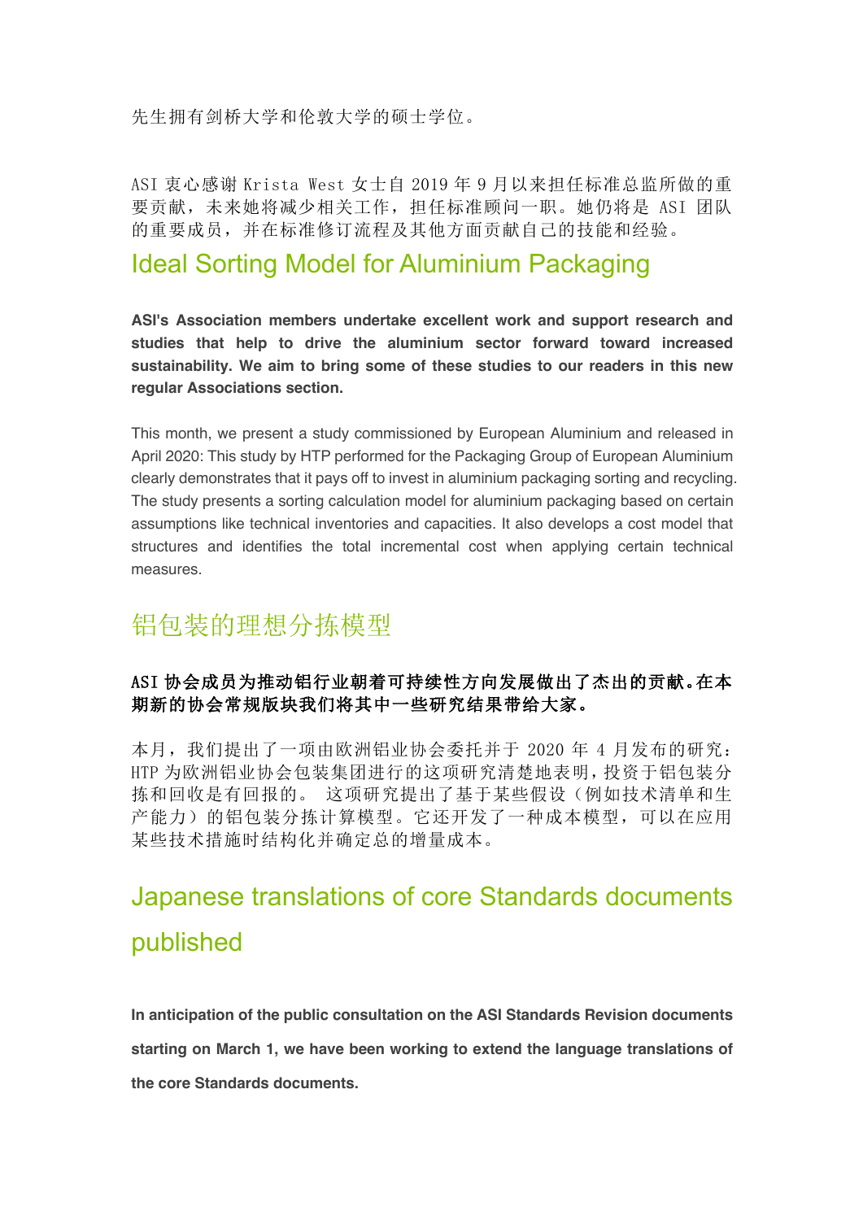先生拥有剑桥大学和伦敦大学的硕士学位。

ASI 衷心感谢 Krista West 女士自 2019 年 9 月以来担任标准总监所做的重要贡献，未来她将减少相关工作，担任标准顾问一职。她仍将是 ASI 团队的重要成员，并在标准修订流程及其他方面贡献自己的技能和经验。

## Ideal Sorting Model for Aluminium Packaging

**ASI's Association members undertake excellent work and support research and studies that help to drive the aluminium sector forward toward increased sustainability. We aim to bring some of these studies to our readers in this new regular Associations section.**

This month, we present a study commissioned by European Aluminium and released in April 2020: This study by HTP performed for the Packaging Group of European Aluminium clearly demonstrates that it pays off to invest in aluminium packaging sorting and recycling. The study presents a sorting calculation model for aluminium packaging based on certain assumptions like technical inventories and capacities. It also develops a cost model that structures and identifies the total incremental cost when applying certain technical measures.

## 铝包装的理想分拣模型

**ASI 协会成员为推动铝行业朝着可持续性方向发展做出了杰出的贡献。在本期新的协会常规版块我们将其中一些研究结果带给大家。**

本月，我们提出了一项由欧洲铝业协会委托并于 2020 年 4 月发布的研究：HTP 为欧洲铝业协会包装集团进行的这项研究清楚地表明，投资于铝包装分拣和回收是有回报的。 这项研究提出了基于某些假设（例如技术清单和生产能力）的铝包装分拣计算模型。它还开发了一种成本模型，可以在应用某些技术措施时结构化并确定总的增量成本。

## Japanese translations of core Standards documents published

**In anticipation of the public consultation on the ASI Standards Revision documents starting on March 1, we have been working to extend the language translations of the core Standards documents.**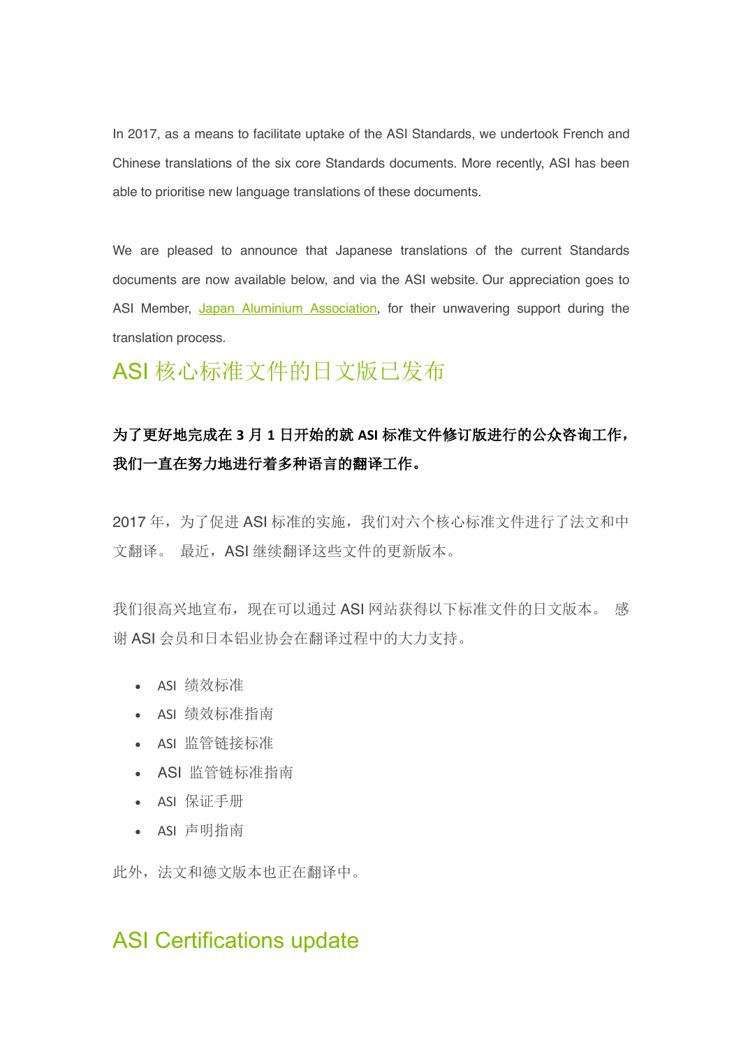In 2017, as a means to facilitate uptake of the ASI Standards, we undertook French and Chinese translations of the six core Standards documents. More recently, ASI has been able to prioritise new language translations of these documents.

We are pleased to announce that Japanese translations of the current Standards documents are now available below, and via the ASI website. Our appreciation goes to ASI Member, [Japan Aluminium Association](), for their unwavering support during the translation process.

## ASI 核心标准文件的日文版已发布

**为了更好地完成在 3 月 1 日开始的就 ASI 标准文件修订版进行的公众咨询工作，我们一直在努力地进行着多种语言的翻译工作。**

2017 年，为了促进 ASI 标准的实施，我们对六个核心标准文件进行了法文和中文翻译。 最近，ASI 继续翻译这些文件的更新版本。

我们很高兴地宣布，现在可以通过 ASI 网站获得以下标准文件的日文版本。 感谢 ASI 会员和日本铝业协会在翻译过程中的大力支持。

- ASI 绩效标准
- ASI 绩效标准指南
- ASI 监管链接标准
- ASI 监管链标准指南
- ASI 保证手册
- ASI 声明指南

此外，法文和德文版本也正在翻译中。

## ASI Certifications update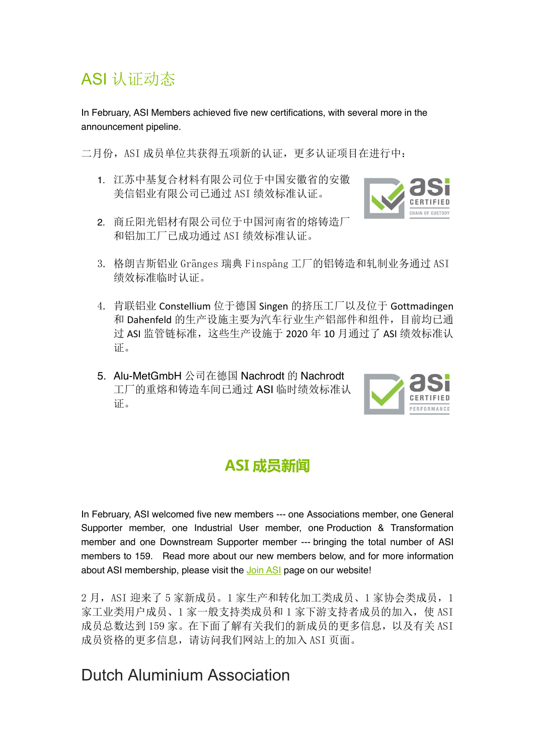## ASI 认证动态

In February, ASI Members achieved five new certifications, with several more in the announcement pipeline.

二月份，ASI 成员单位共获得五项新的认证，更多认证项目在进行中：

1. 江苏中基复合材料有限公司位于中国安徽省的安徽美信铝业有限公司已通过 ASI 绩效标准认证。

2. 商丘阳光铝材有限公司位于中国河南省的熔铸造厂和铝加工厂已成功通过 ASI 绩效标准认证。

3. 格朗吉斯铝业 Gränges 瑞典 Finspång 工厂的铝铸造和轧制业务通过 ASI 绩效标准临时认证。

4. 肯联铝业 Constellium 位于德国 Singen 的挤压工厂以及位于 Gottmadingen 和 Dahenfeld 的生产设施主要为汽车行业生产铝部件和组件，目前均已通过 ASI 监管链标准，这些生产设施于 2020 年 10 月通过了 ASI 绩效标准认证。

5. Alu-MetGmbH 公司在德国 Nachrodt 的 Nachrodt 工厂的重熔和铸造车间已通过 ASI 临时绩效标准认证。

## ASI 成员新闻

In February, ASI welcomed five new members --- one Associations member, one General Supporter member, one Industrial User member, one Production & Transformation member and one Downstream Supporter member --- bringing the total number of ASI members to 159. Read more about our new members below, and for more information about ASI membership, please visit the Join ASI page on our website!

2 月，ASI 迎来了 5 家新成员。1 家生产和转化加工类成员、1 家协会类成员，1 家工业类用户成员、1 家一般支持类成员和 1 家下游支持者成员的加入，使 ASI 成员总数达到 159 家。在下面了解有关我们的新成员的更多信息，以及有关 ASI 成员资格的更多信息，请访问我们网站上的加入 ASI 页面。

## Dutch Aluminium Association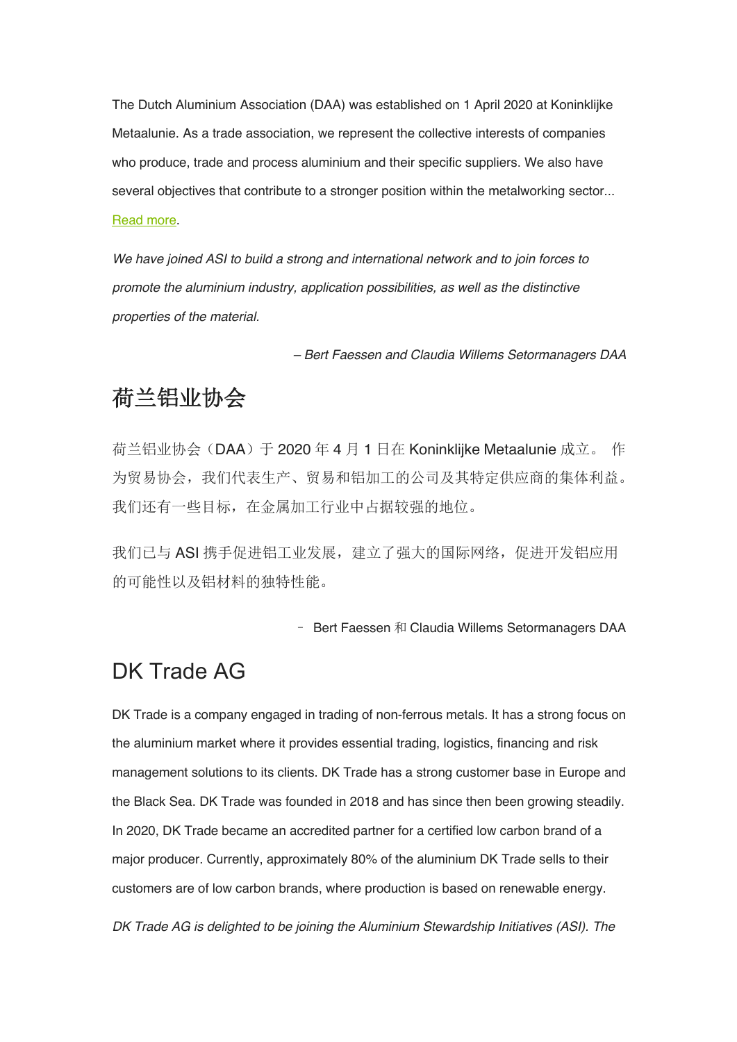The Dutch Aluminium Association (DAA) was established on 1 April 2020 at Koninklijke Metaalunie. As a trade association, we represent the collective interests of companies who produce, trade and process aluminium and their specific suppliers. We also have several objectives that contribute to a stronger position within the metalworking sector... Read more.

*We have joined ASI to build a strong and international network and to join forces to promote the aluminium industry, application possibilities, as well as the distinctive properties of the material.*

*– Bert Faessen and Claudia Willems Setormanagers DAA*

## 荷兰铝业协会

荷兰铝业协会（DAA）于 2020 年 4 月 1 日在 Koninklijke Metaalunie 成立。 作为贸易协会，我们代表生产、贸易和铝加工的公司及其特定供应商的集体利益。我们还有一些目标，在金属加工行业中占据较强的地位。

我们已与 ASI 携手促进铝工业发展，建立了强大的国际网络，促进开发铝应用的可能性以及铝材料的独特性能。

– Bert Faessen 和 Claudia Willems Setormanagers DAA

## DK Trade AG

DK Trade is a company engaged in trading of non-ferrous metals. It has a strong focus on the aluminium market where it provides essential trading, logistics, financing and risk management solutions to its clients. DK Trade has a strong customer base in Europe and the Black Sea. DK Trade was founded in 2018 and has since then been growing steadily. In 2020, DK Trade became an accredited partner for a certified low carbon brand of a major producer. Currently, approximately 80% of the aluminium DK Trade sells to their customers are of low carbon brands, where production is based on renewable energy.

*DK Trade AG is delighted to be joining the Aluminium Stewardship Initiatives (ASI). The*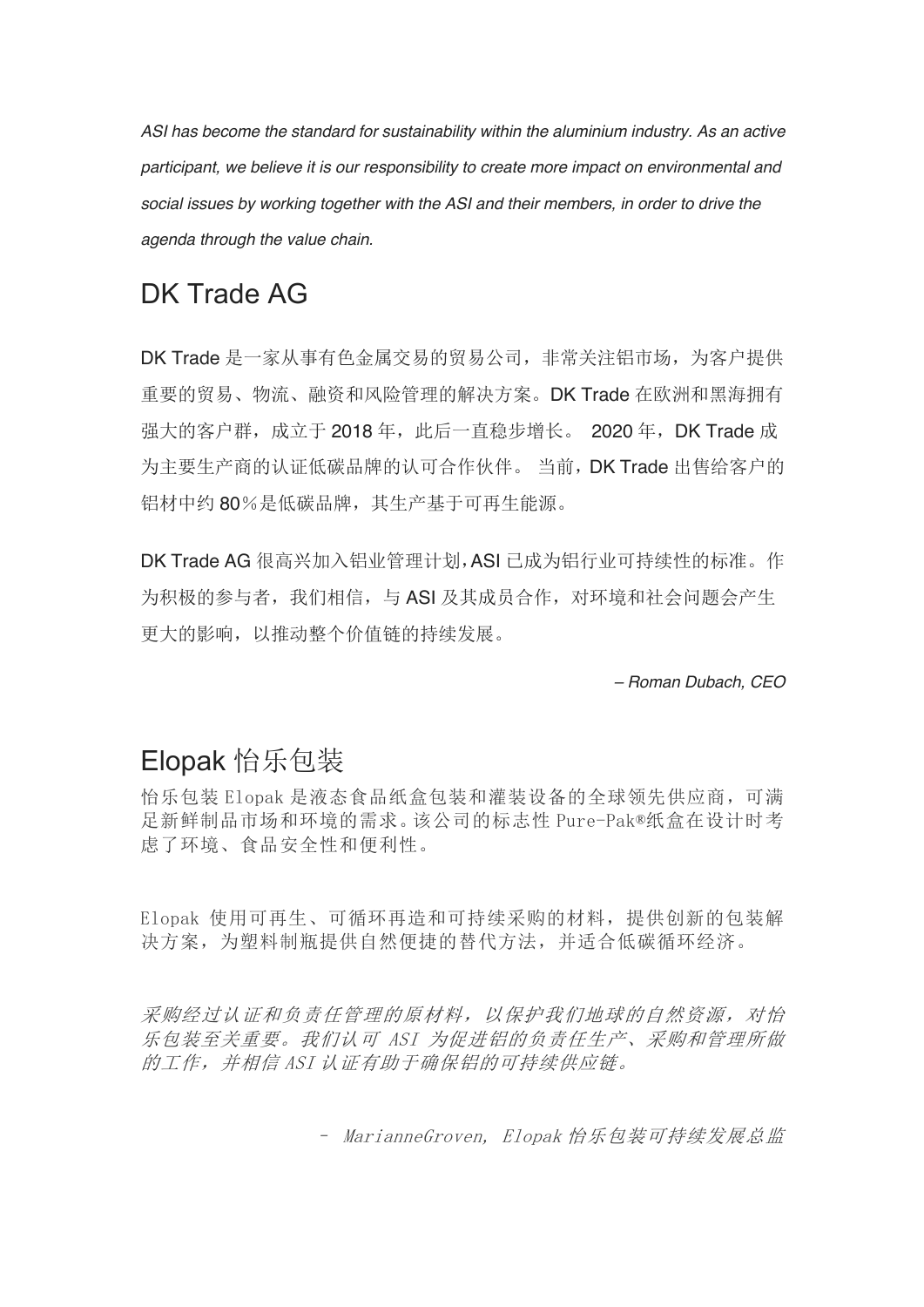*ASI has become the standard for sustainability within the aluminium industry. As an active participant, we believe it is our responsibility to create more impact on environmental and social issues by working together with the ASI and their members, in order to drive the agenda through the value chain.*

## DK Trade AG

DK Trade 是一家从事有色金属交易的贸易公司，非常关注铝市场，为客户提供重要的贸易、物流、融资和风险管理的解决方案。DK Trade 在欧洲和黑海拥有强大的客户群，成立于 2018 年，此后一直稳步增长。 2020 年，DK Trade 成为主要生产商的认证低碳品牌的认可合作伙伴。 当前，DK Trade 出售给客户的铝材中约 80％是低碳品牌，其生产基于可再生能源。

DK Trade AG 很高兴加入铝业管理计划，ASI 已成为铝行业可持续性的标准。作为积极的参与者，我们相信，与 ASI 及其成员合作，对环境和社会问题会产生更大的影响，以推动整个价值链的持续发展。

*– Roman Dubach, CEO*

## Elopak 怡乐包装

怡乐包装 Elopak 是液态食品纸盒包装和灌装设备的全球领先供应商，可满足新鲜制品市场和环境的需求。该公司的标志性 Pure-Pak®纸盒在设计时考虑了环境、食品安全性和便利性。

Elopak 使用可再生、可循环再造和可持续采购的材料，提供创新的包装解决方案，为塑料制瓶提供自然便捷的替代方法，并适合低碳循环经济。

*采购经过认证和负责任管理的原材料，以保护我们地球的自然资源，对怡乐包装至关重要。我们认可 ASI 为促进铝的负责任生产、采购和管理所做的工作，并相信 ASI 认证有助于确保铝的可持续供应链。*

*– MarianneGroven, Elopak 怡乐包装可持续发展总监*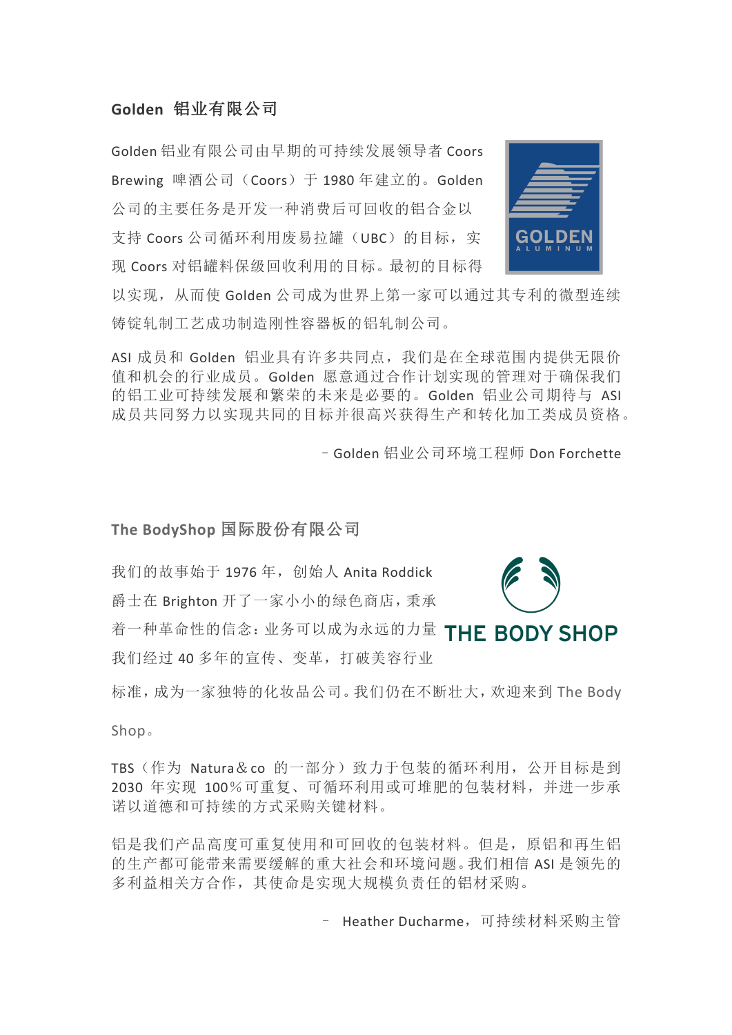## Golden 铝业有限公司

Golden 铝业有限公司由早期的可持续发展领导者 Coors Brewing 啤酒公司（Coors）于 1980 年建立的。Golden 公司的主要任务是开发一种消费后可回收的铝合金以支持 Coors 公司循环利用废易拉罐（UBC）的目标，实现 Coors 对铝罐料保级回收利用的目标。最初的目标得以实现，从而使 Golden 公司成为世界上第一家可以通过其专利的微型连续铸锭轧制工艺成功制造刚性容器板的铝轧制公司。

ASI 成员和 Golden 铝业具有许多共同点，我们是在全球范围内提供无限价值和机会的行业成员。Golden 愿意通过合作计划实现的管理对于确保我们的铝工业可持续发展和繁荣的未来是必要的。Golden 铝业公司期待与 ASI 成员共同努力以实现共同的目标并很高兴获得生产和转化加工类成员资格。

– Golden 铝业公司环境工程师 Don Forchette

## The BodyShop 国际股份有限公司

我们的故事始于 1976 年，创始人 Anita Roddick 爵士在 Brighton 开了一家小小的绿色商店，秉承着一种革命性的信念：业务可以成为永远的力量我们经过 40 多年的宣传、变革，打破美容行业标准，成为一家独特的化妆品公司。我们仍在不断壮大，欢迎来到 The Body Shop。

TBS（作为 Natura＆co 的一部分）致力于包装的循环利用，公开目标是到 2030 年实现 100％可重复、可循环利用或可堆肥的包装材料，并进一步承诺以道德和可持续的方式采购关键材料。

铝是我们产品高度可重复使用和可回收的包装材料。但是，原铝和再生铝的生产都可能带来需要缓解的重大社会和环境问题。我们相信 ASI 是领先的多利益相关方合作，其使命是实现大规模负责任的铝材采购。

– Heather Ducharme，可持续材料采购主管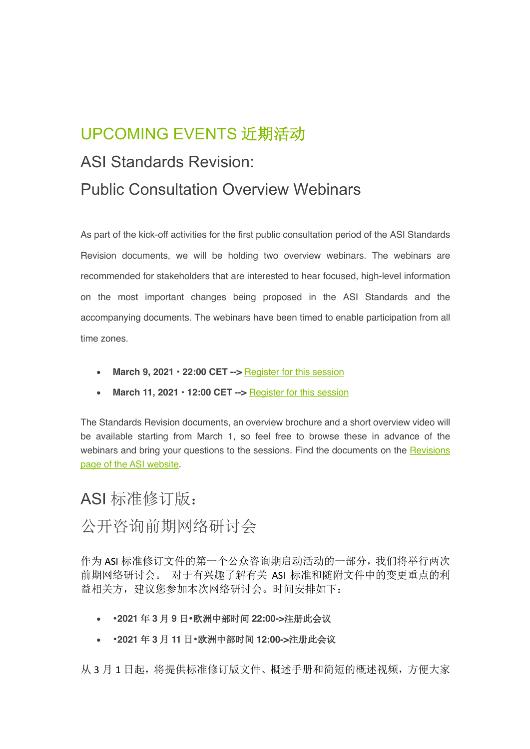## UPCOMING EVENTS 近期活动

### ASI Standards Revision:
### Public Consultation Overview Webinars

As part of the kick-off activities for the first public consultation period of the ASI Standards Revision documents, we will be holding two overview webinars. The webinars are recommended for stakeholders that are interested to hear focused, high-level information on the most important changes being proposed in the ASI Standards and the accompanying documents. The webinars have been timed to enable participation from all time zones.

- **March 9, 2021 · 22:00 CET -->** Register for this session
- **March 11, 2021 · 12:00 CET -->** Register for this session

The Standards Revision documents, an overview brochure and a short overview video will be available starting from March 1, so feel free to browse these in advance of the webinars and bring your questions to the sessions. Find the documents on the Revisions page of the ASI website.

### ASI 标准修订版：
### 公开咨询前期网络研讨会

作为 ASI 标准修订文件的第一个公众咨询期启动活动的一部分，我们将举行两次前期网络研讨会。 对于有兴趣了解有关 ASI 标准和随附文件中的变更重点的利益相关方，建议您参加本次网络研讨会。时间安排如下：

- **•2021 年 3 月 9 日•欧洲中部时间 22:00->注册此会议**
- **•2021 年 3 月 11 日•欧洲中部时间 12:00->注册此会议**

从 3 月 1 日起，将提供标准修订版文件、概述手册和简短的概述视频，方便大家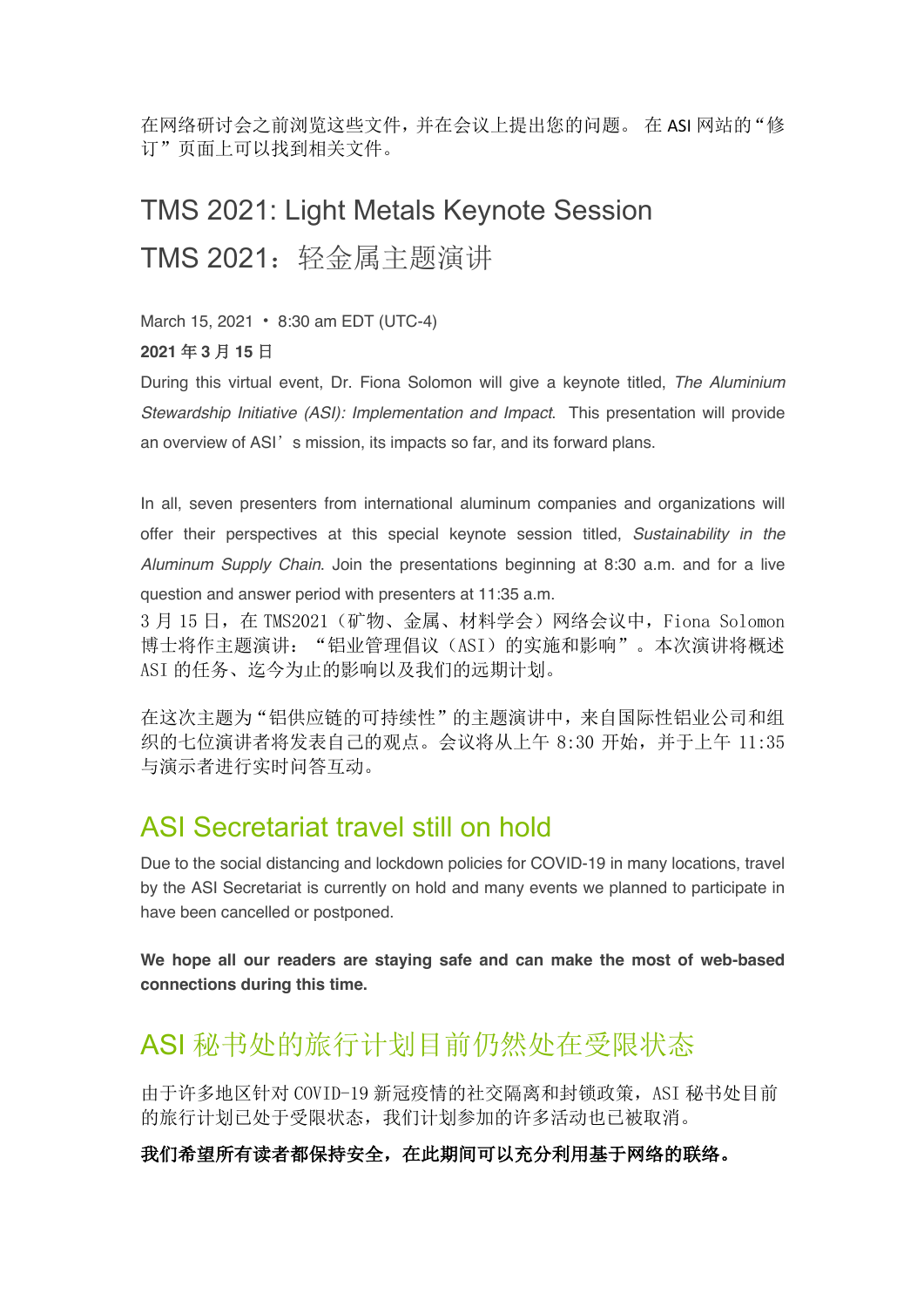在网络研讨会之前浏览这些文件，并在会议上提出您的问题。 在 ASI 网站的“修订”页面上可以找到相关文件。

## TMS 2021: Light Metals Keynote Session

## TMS 2021：轻金属主题演讲

March 15, 2021 • 8:30 am EDT (UTC-4)

**2021 年 3 月 15 日**

During this virtual event, Dr. Fiona Solomon will give a keynote titled, *The Aluminium Stewardship Initiative (ASI): Implementation and Impact*. This presentation will provide an overview of ASI's mission, its impacts so far, and its forward plans.

In all, seven presenters from international aluminum companies and organizations will offer their perspectives at this special keynote session titled, *Sustainability in the Aluminum Supply Chain*. Join the presentations beginning at 8:30 a.m. and for a live question and answer period with presenters at 11:35 a.m.

3 月 15 日，在 TMS2021（矿物、金属、材料学会）网络会议中，Fiona Solomon 博士将作主题演讲：“铝业管理倡议（ASI）的实施和影响”。本次演讲将概述 ASI 的任务、迄今为止的影响以及我们的远期计划。

在这次主题为“铝供应链的可持续性”的主题演讲中，来自国际性铝业公司和组织的七位演讲者将发表自己的观点。会议将从上午 8:30 开始，并于上午 11:35 与演示者进行实时问答互动。

## ASI Secretariat travel still on hold

Due to the social distancing and lockdown policies for COVID-19 in many locations, travel by the ASI Secretariat is currently on hold and many events we planned to participate in have been cancelled or postponed.

**We hope all our readers are staying safe and can make the most of web-based connections during this time.**

## ASI 秘书处的旅行计划目前仍然处在受限状态

由于许多地区针对 COVID-19 新冠疫情的社交隔离和封锁政策，ASI 秘书处目前的旅行计划已处于受限状态，我们计划参加的许多活动也已被取消。

**我们希望所有读者都保持安全，在此期间可以充分利用基于网络的联络。**